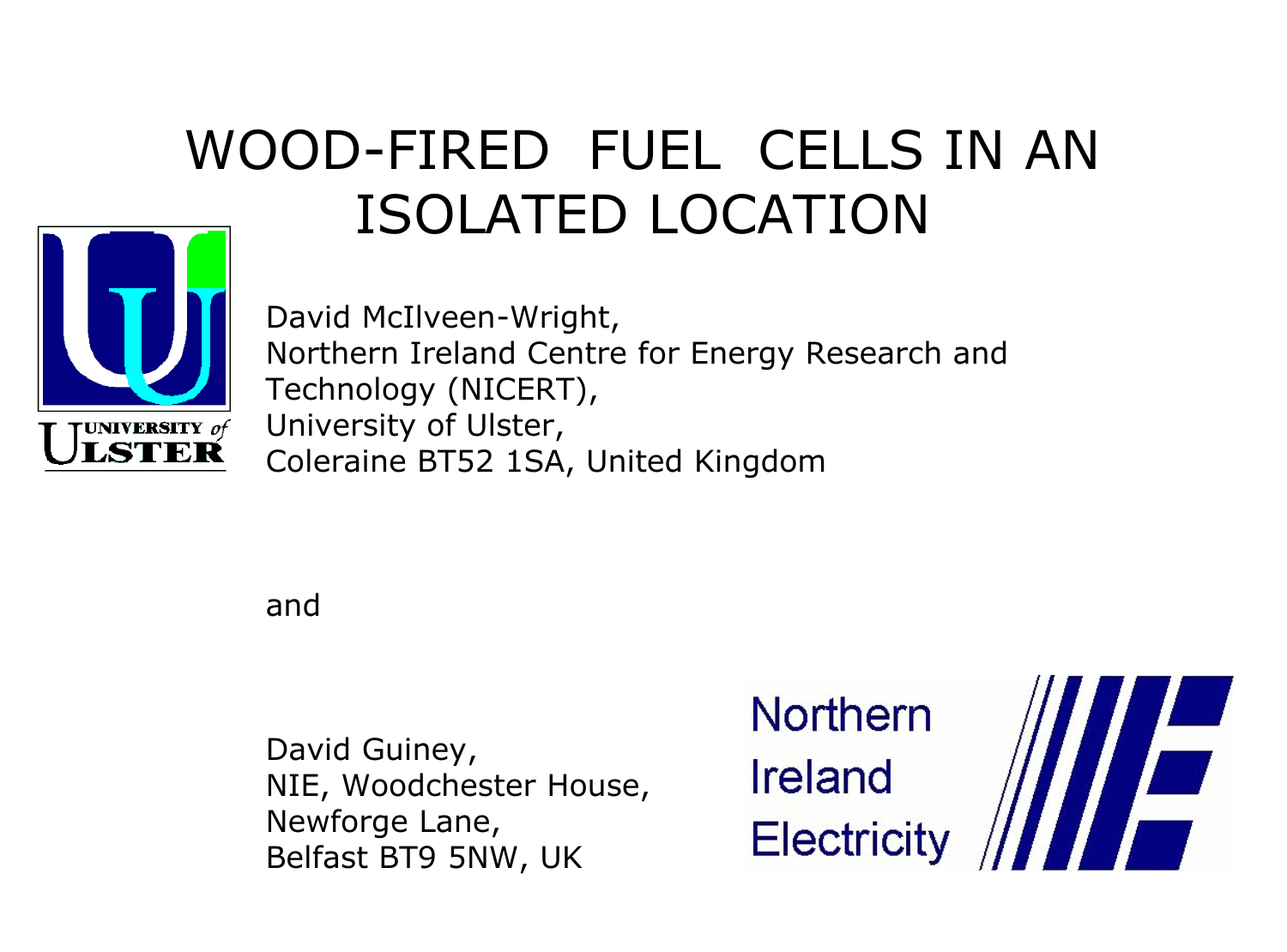# WOOD-FIRED FUEL CELLS IN AN ISOLATED LOCATION

David McIlveen-Wright,
Northern Ireland Centre for Energy Research and Technology (NICERT),
University of Ulster,
Coleraine BT52 1SA, United Kingdom

and

David Guiney,
NIE, Woodchester House,
Newforge Lane,
Belfast BT9 5NW, UK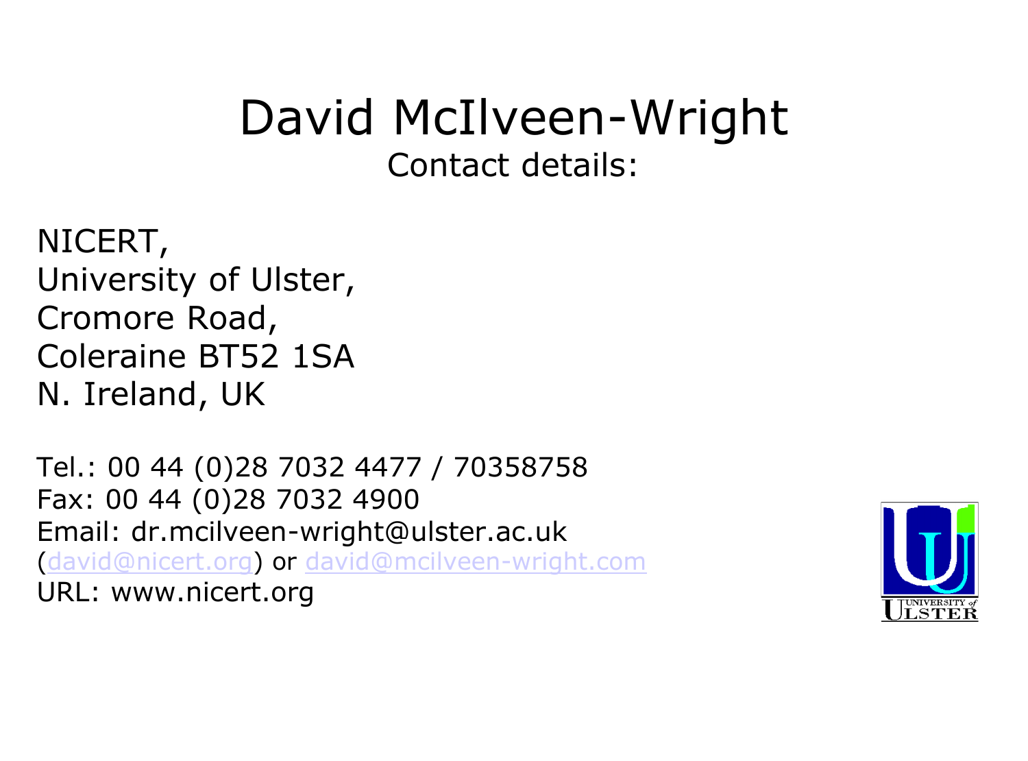# David McIlveen-Wright

## Contact details:

NICERT,
University of Ulster,
Cromore Road,
Coleraine BT52 1SA
N. Ireland, UK

Tel.: 00 44 (0)28 7032 4477 / 70358758
Fax: 00 44 (0)28 7032 4900
Email: dr.mcilveen-wright@ulster.ac.uk
(david@nicert.org) or david@mcilveen-wright.com
URL: www.nicert.org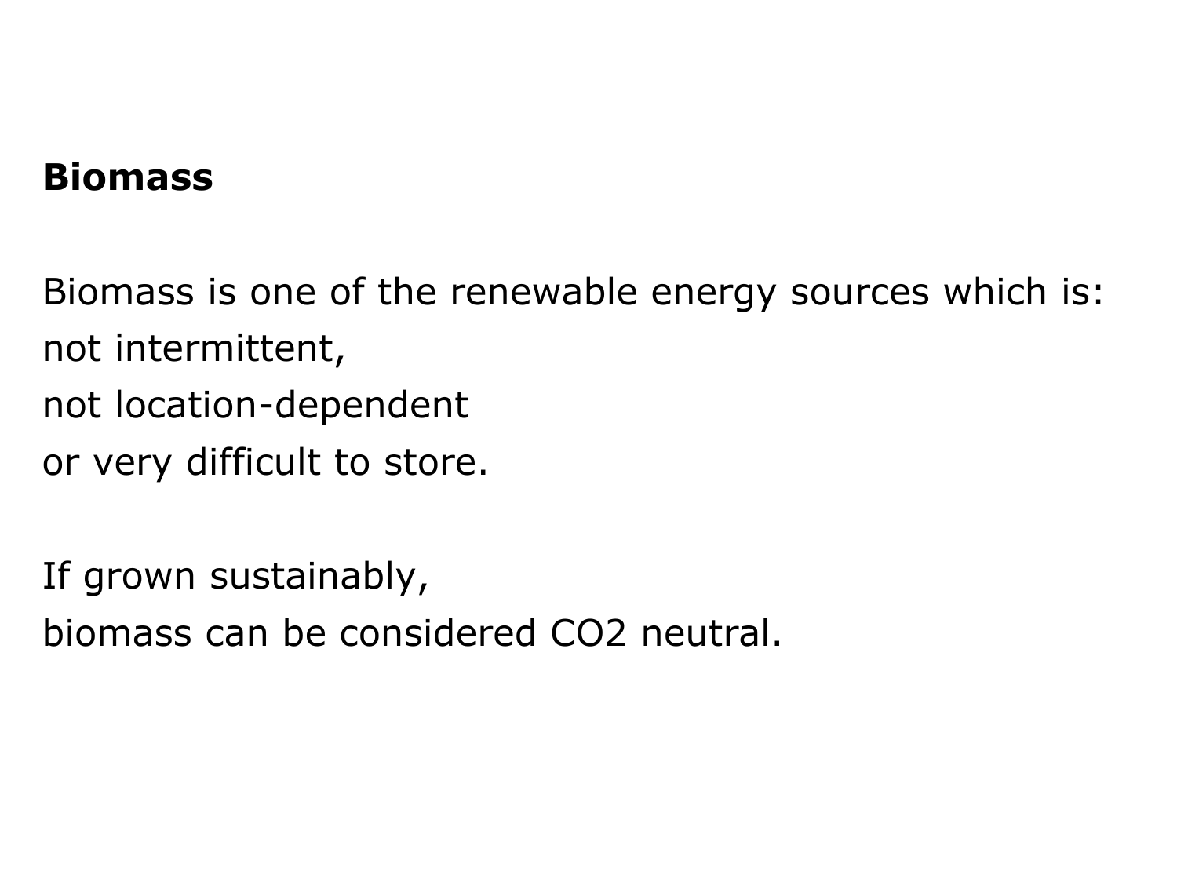**Biomass**

Biomass is one of the renewable energy sources which is:
not intermittent,
not location-dependent
or very difficult to store.

If grown sustainably,
biomass can be considered $CO_2$ neutral.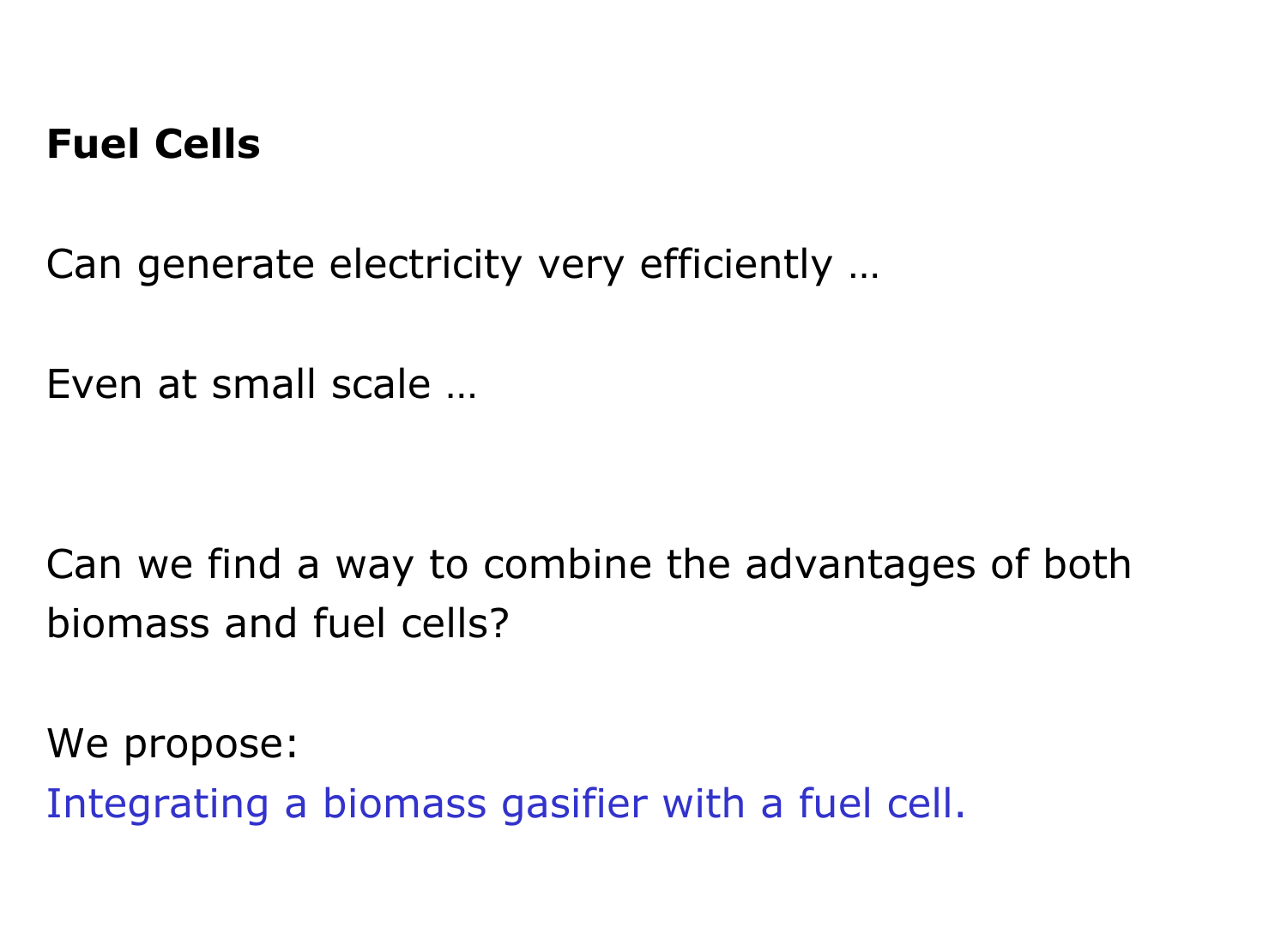**Fuel Cells**

Can generate electricity very efficiently …

Even at small scale …

Can we find a way to combine the advantages of both biomass and fuel cells?

We propose:
Integrating a biomass gasifier with a fuel cell.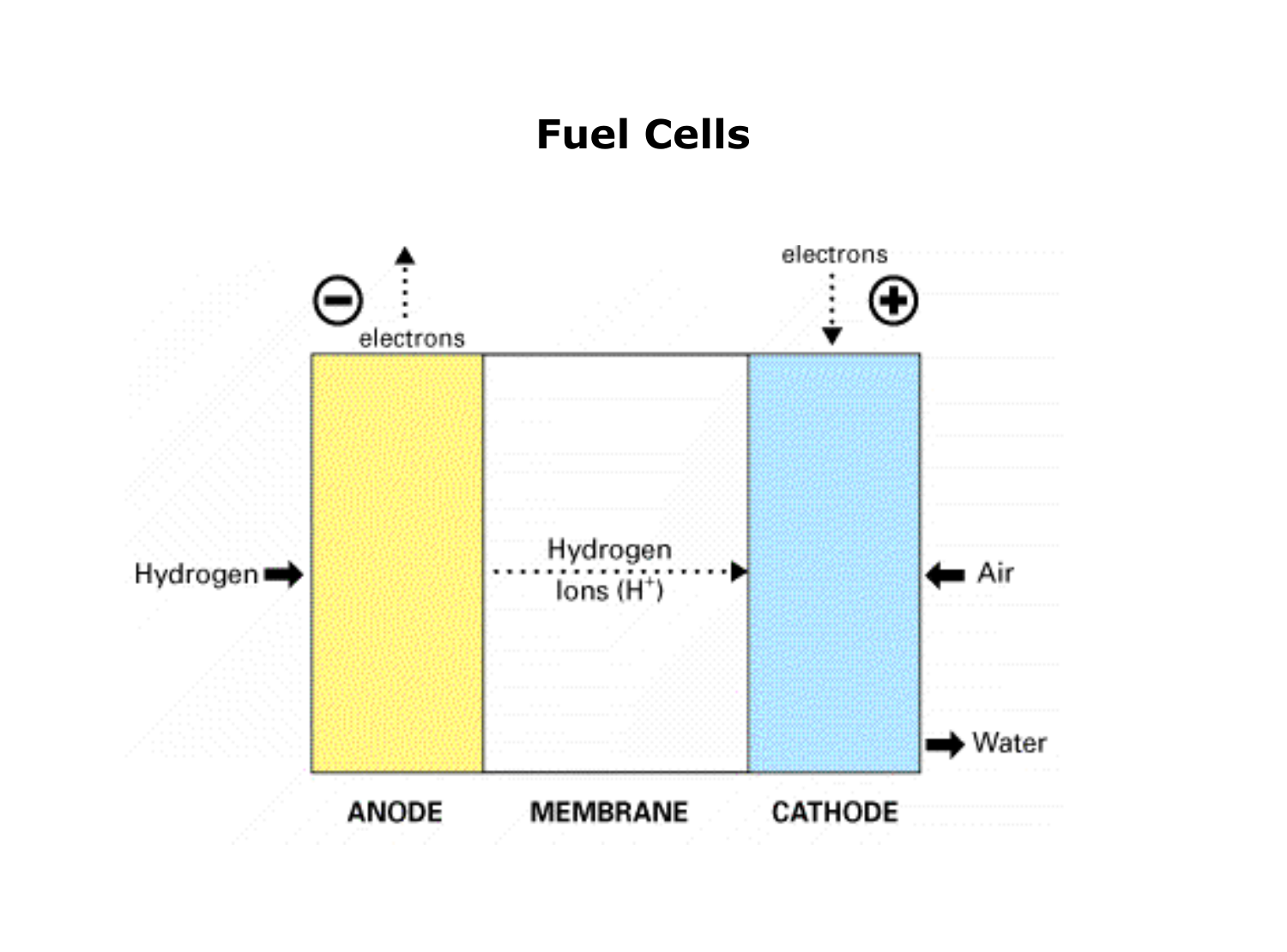# Fuel Cells

electrons

electrons

Hydrogen

Hydrogen Ions ($H^+$)

Air

Water

ANODE

MEMBRANE

CATHODE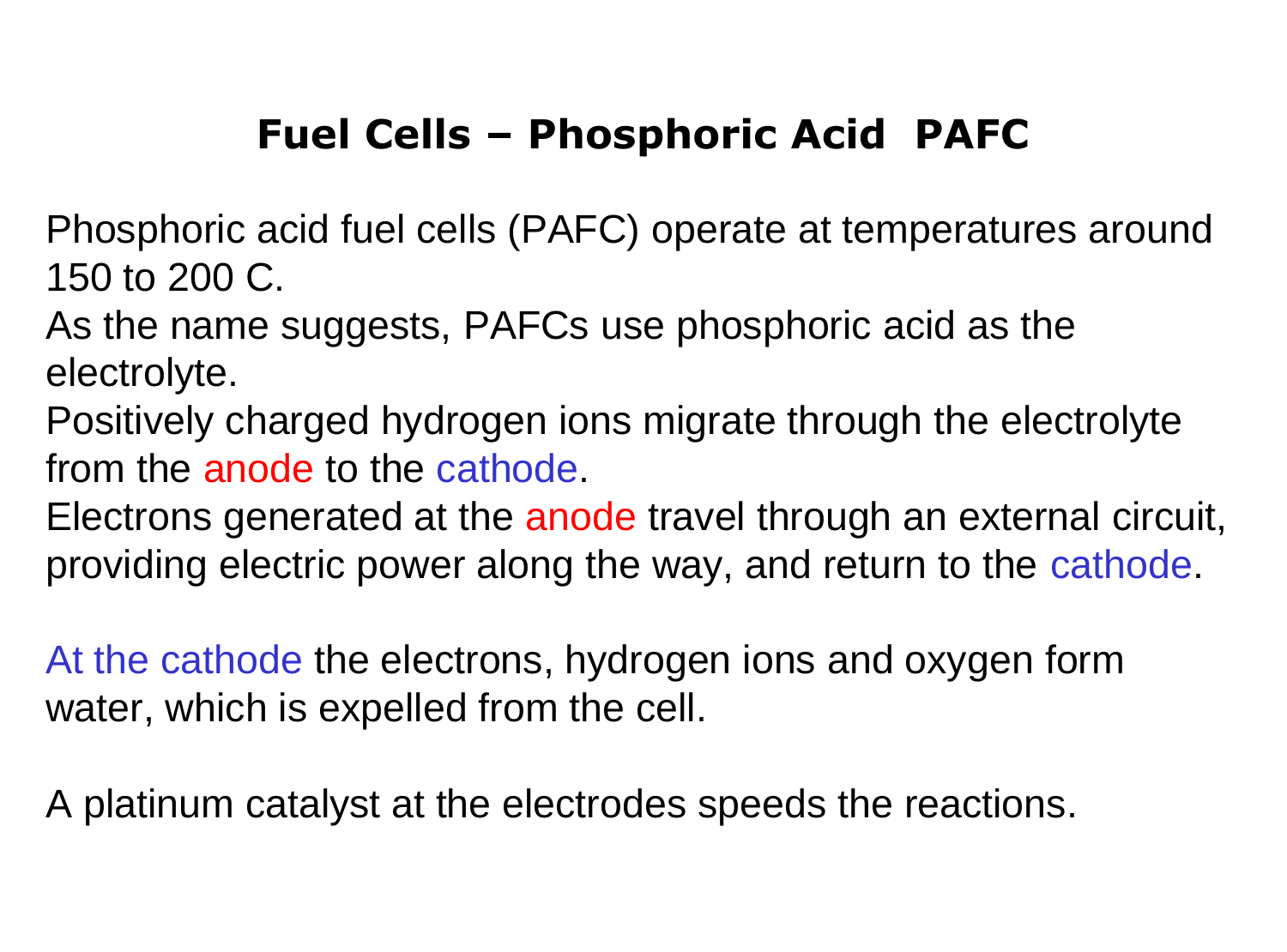# Fuel Cells – Phosphoric Acid PAFC

Phosphoric acid fuel cells (PAFC) operate at temperatures around 150 to 200 C.

As the name suggests, PAFCs use phosphoric acid as the electrolyte.

Positively charged hydrogen ions migrate through the electrolyte from the anode to the cathode.

Electrons generated at the anode travel through an external circuit, providing electric power along the way, and return to the cathode.

At the cathode the electrons, hydrogen ions and oxygen form water, which is expelled from the cell.

A platinum catalyst at the electrodes speeds the reactions.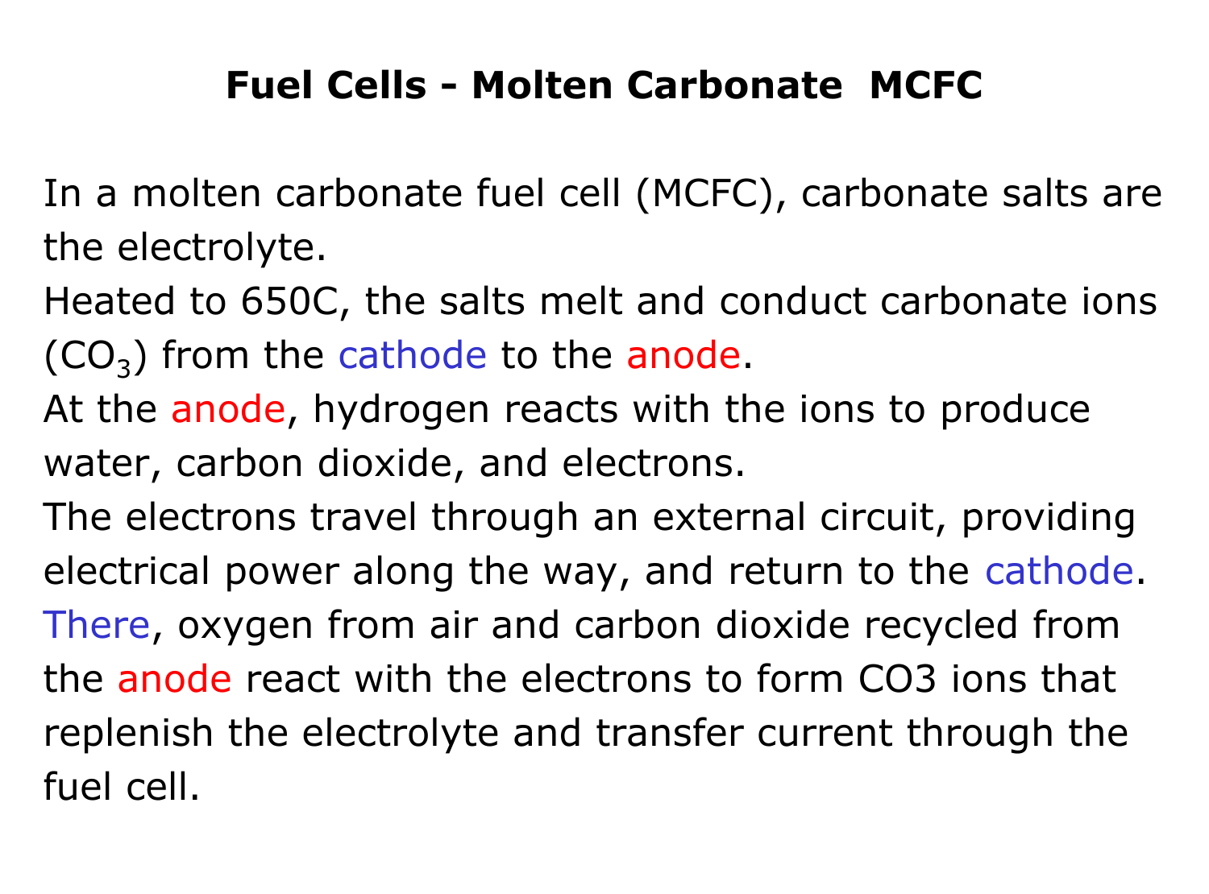# Fuel Cells - Molten Carbonate MCFC

In a molten carbonate fuel cell (MCFC), carbonate salts are the electrolyte.

Heated to 650C, the salts melt and conduct carbonate ions ($CO_3$) from the cathode to the anode.

At the anode, hydrogen reacts with the ions to produce water, carbon dioxide, and electrons.

The electrons travel through an external circuit, providing electrical power along the way, and return to the cathode.

There, oxygen from air and carbon dioxide recycled from the anode react with the electrons to form CO3 ions that replenish the electrolyte and transfer current through the fuel cell.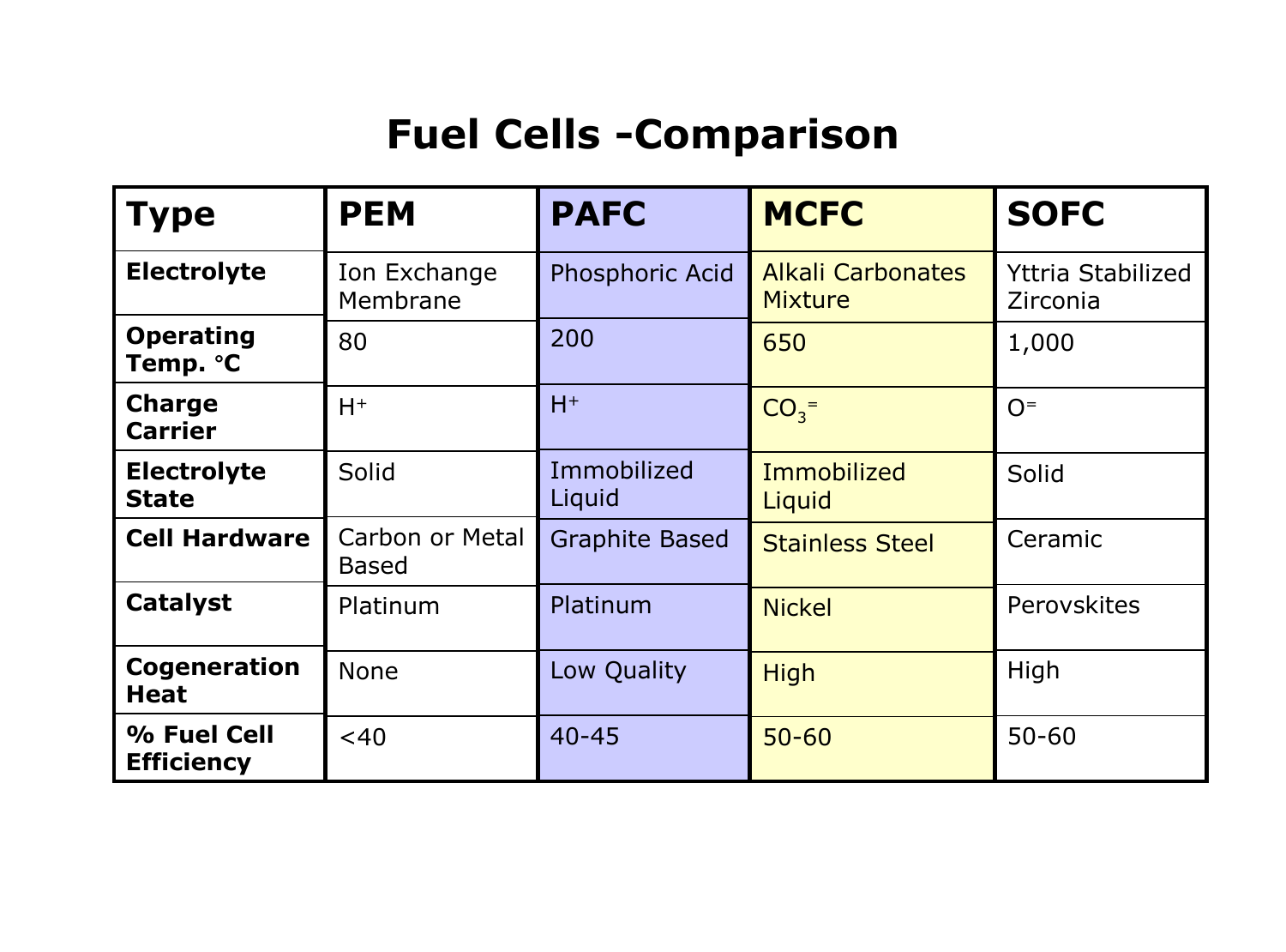# Fuel Cells -Comparison

| Type | PEM | PAFC | MCFC | SOFC |
|---|---|---|---|---|
| **Electrolyte** | Ion Exchange Membrane | Phosphoric Acid | Alkali Carbonates Mixture | Yttria Stabilized Zirconia |
| **Operating Temp. °C** | 80 | 200 | 650 | 1,000 |
| **Charge Carrier** | $H^+$ | $H^+$ | $CO_3^=$ | $O^=$ |
| **Electrolyte State** | Solid | Immobilized Liquid | Immobilized Liquid | Solid |
| **Cell Hardware** | Carbon or Metal Based | Graphite Based | Stainless Steel | Ceramic |
| **Catalyst** | Platinum | Platinum | Nickel | Perovskites |
| **Cogeneration Heat** | None | Low Quality | High | High |
| **% Fuel Cell Efficiency** | <40 | 40-45 | 50-60 | 50-60 |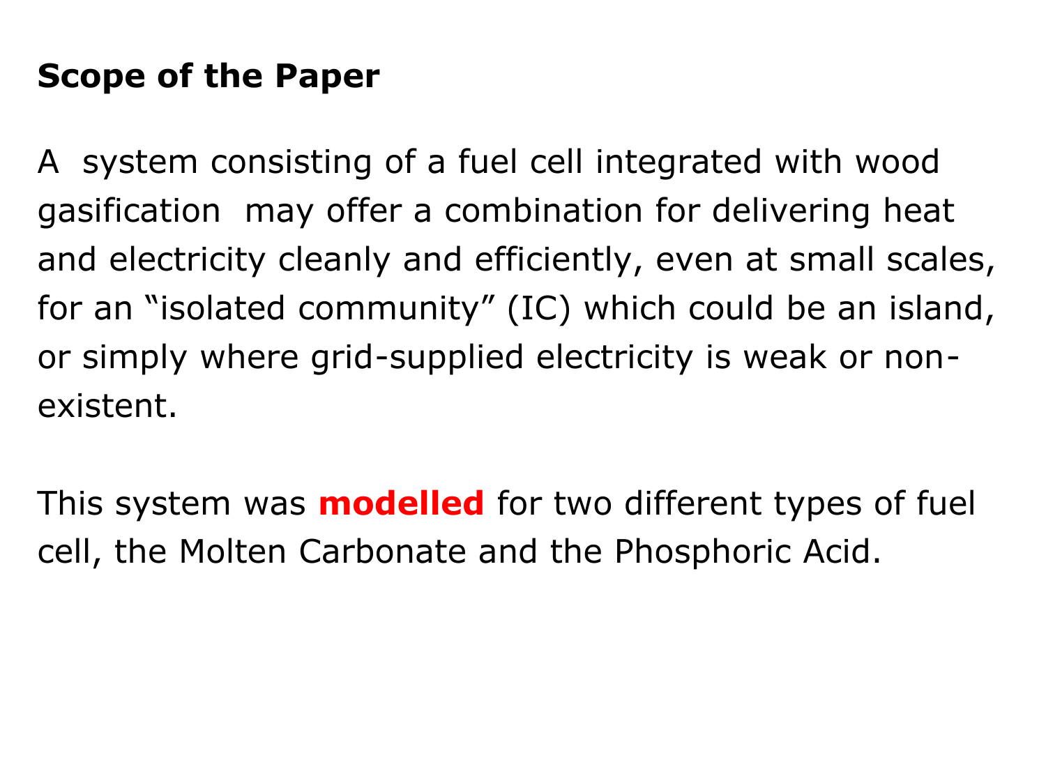## Scope of the Paper

A system consisting of a fuel cell integrated with wood gasification may offer a combination for delivering heat and electricity cleanly and efficiently, even at small scales, for an "isolated community" (IC) which could be an island, or simply where grid-supplied electricity is weak or non-existent.

This system was **modelled** for two different types of fuel cell, the Molten Carbonate and the Phosphoric Acid.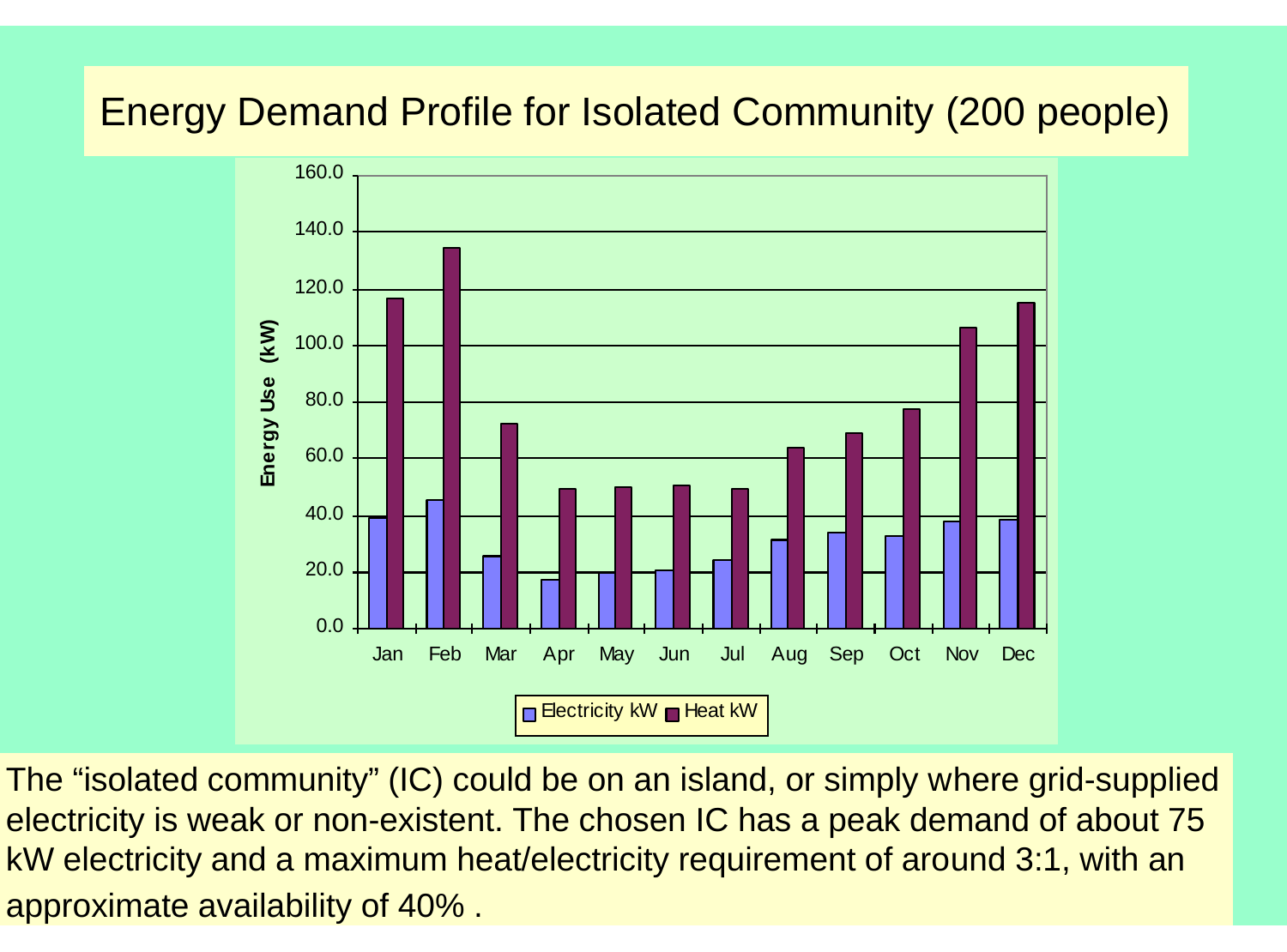# Energy Demand Profile for Isolated Community (200 people)

The "isolated community" (IC) could be on an island, or simply where grid-supplied electricity is weak or non-existent. The chosen IC has a peak demand of about 75 kW electricity and a maximum heat/electricity requirement of around 3:1, with an approximate availability of 40% .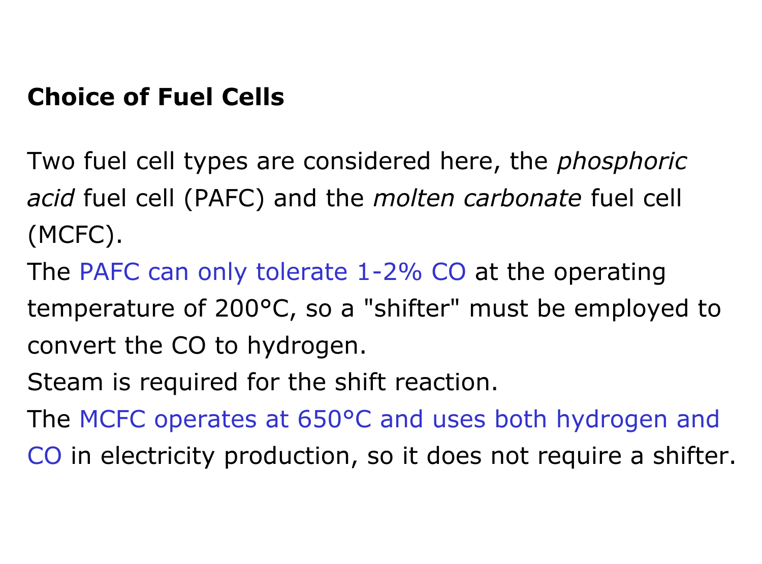## Choice of Fuel Cells

Two fuel cell types are considered here, the *phosphoric acid* fuel cell (PAFC) and the *molten carbonate* fuel cell (MCFC).

The PAFC can only tolerate 1-2% CO at the operating temperature of 200°C, so a "shifter" must be employed to convert the CO to hydrogen.

Steam is required for the shift reaction.

The MCFC operates at 650°C and uses both hydrogen and CO in electricity production, so it does not require a shifter.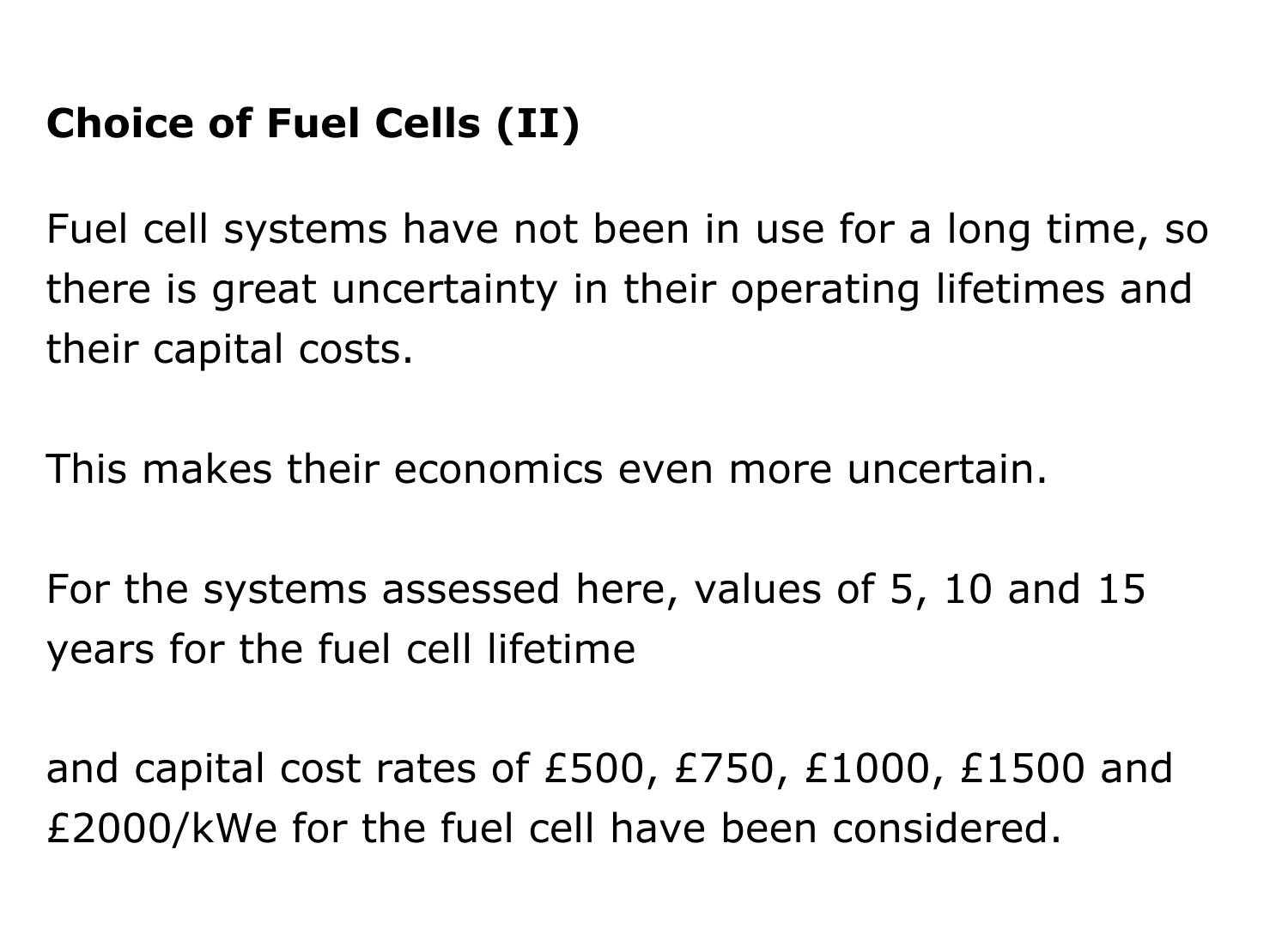**Choice of Fuel Cells (II)**

Fuel cell systems have not been in use for a long time, so there is great uncertainty in their operating lifetimes and their capital costs.

This makes their economics even more uncertain.

For the systems assessed here, values of 5, 10 and 15 years for the fuel cell lifetime

and capital cost rates of £500, £750, £1000, £1500 and £2000/kWe for the fuel cell have been considered.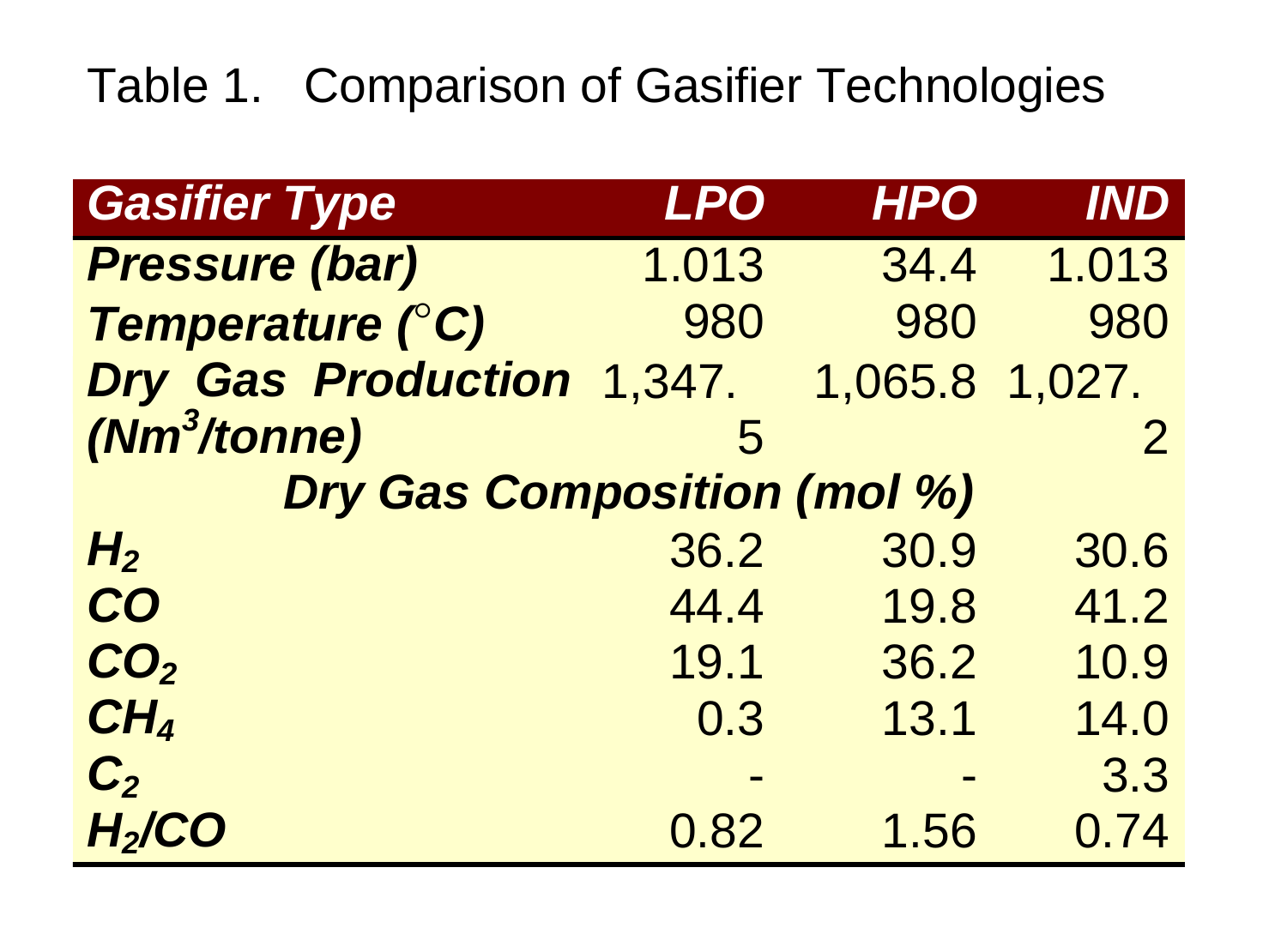Table 1. Comparison of Gasifier Technologies

| *Gasifier Type* | *LPO* | *HPO* | *IND* |
|---|---|---|---|
| ***Pressure (bar)*** | 1.013 | 34.4 | 1.013 |
| ***Temperature (°C)*** | 980 | 980 | 980 |
| ***Dry Gas Production ($Nm^3$/tonne)*** | 1,347.5 | 1,065.8 | 1,027.2 |
| ***Dry Gas Composition (mol %)*** | | | |
| $H_2$ | 36.2 | 30.9 | 30.6 |
| ***CO*** | 44.4 | 19.8 | 41.2 |
| $CO_2$ | 19.1 | 36.2 | 10.9 |
| $CH_4$ | 0.3 | 13.1 | 14.0 |
| $C_2$ | - | - | 3.3 |
| $H_2/CO$ | 0.82 | 1.56 | 0.74 |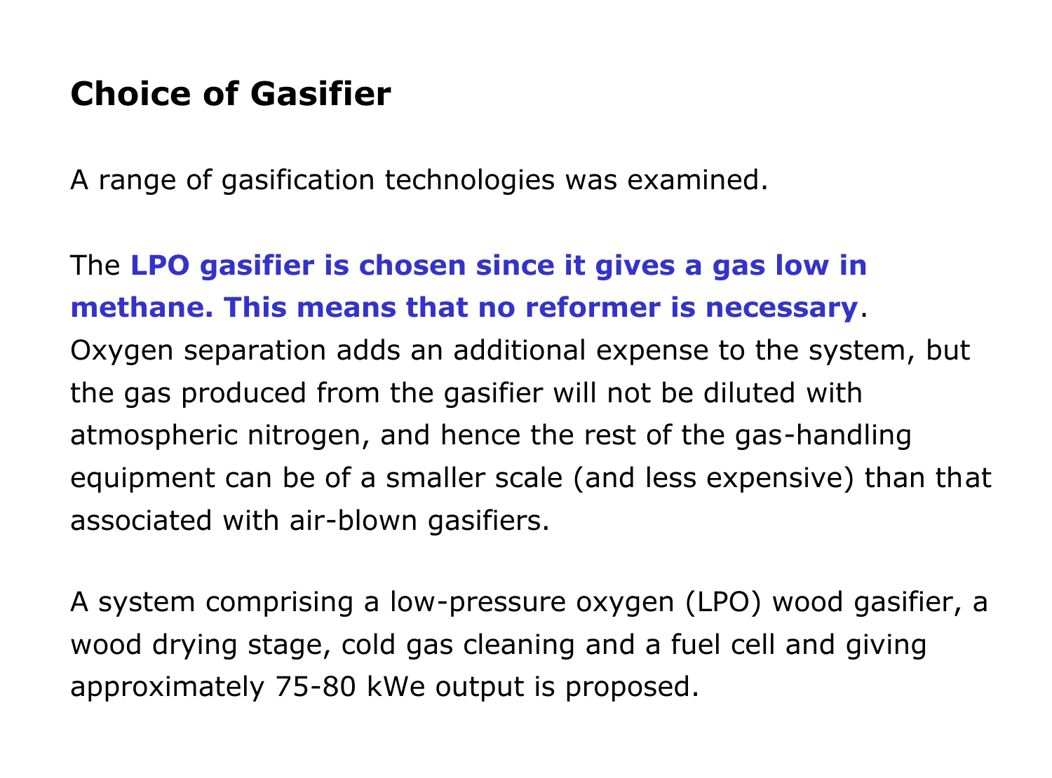# Choice of Gasifier

A range of gasification technologies was examined.

The **LPO gasifier is chosen since it gives a gas low in methane. This means that no reformer is necessary**. Oxygen separation adds an additional expense to the system, but the gas produced from the gasifier will not be diluted with atmospheric nitrogen, and hence the rest of the gas-handling equipment can be of a smaller scale (and less expensive) than that associated with air-blown gasifiers.

A system comprising a low-pressure oxygen (LPO) wood gasifier, a wood drying stage, cold gas cleaning and a fuel cell and giving approximately 75-80 kWe output is proposed.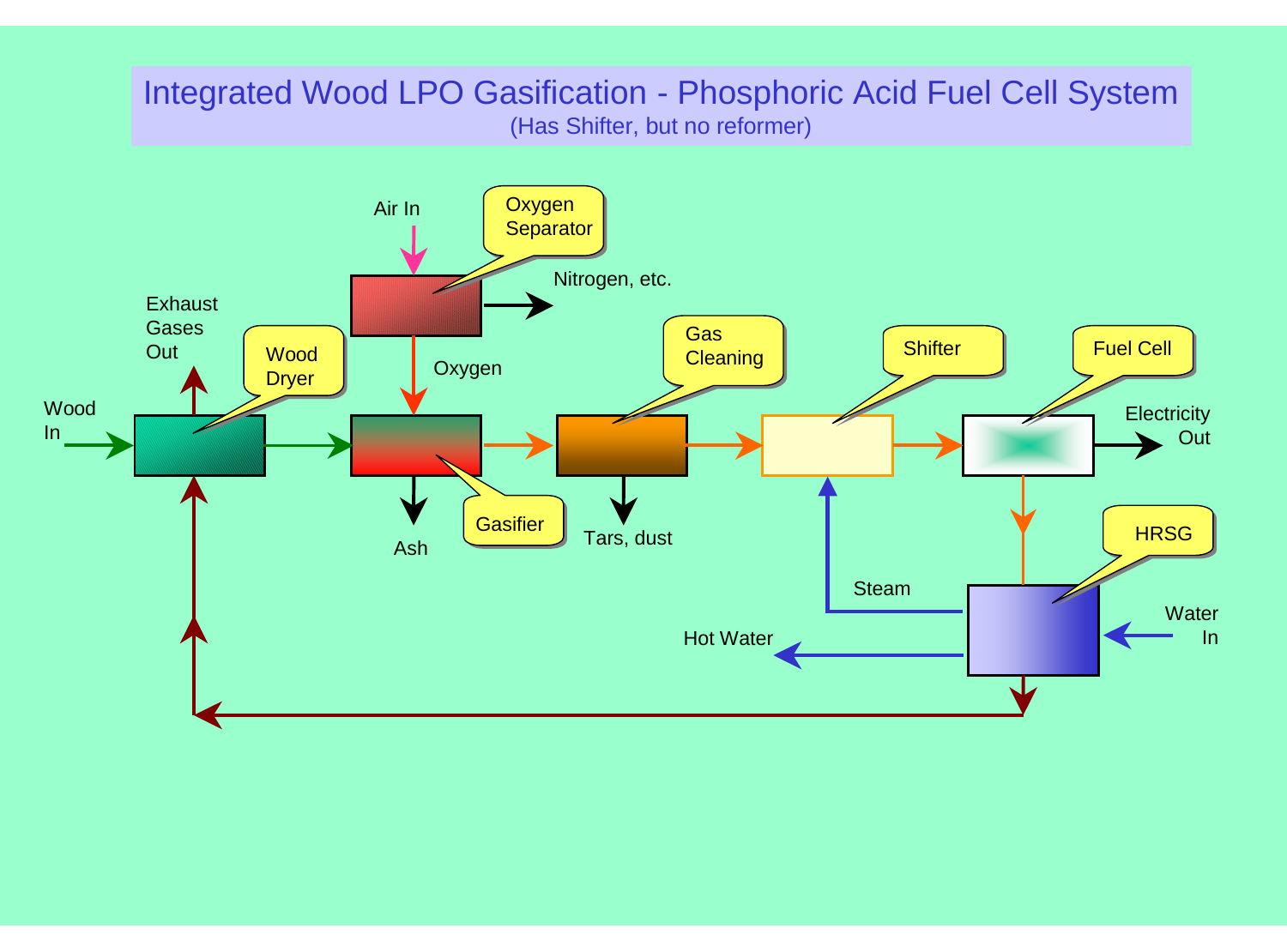# Integrated Wood LPO Gasification - Phosphoric Acid Fuel Cell System

(Has Shifter, but no reformer)

Air In

Oxygen Separator

Nitrogen, etc.

Oxygen

Exhaust Gases Out

Wood Dryer

Wood In

Gasifier

Ash

Gas Cleaning

Tars, dust

Shifter

Fuel Cell

Electricity Out

Steam

HRSG

Hot Water

Water In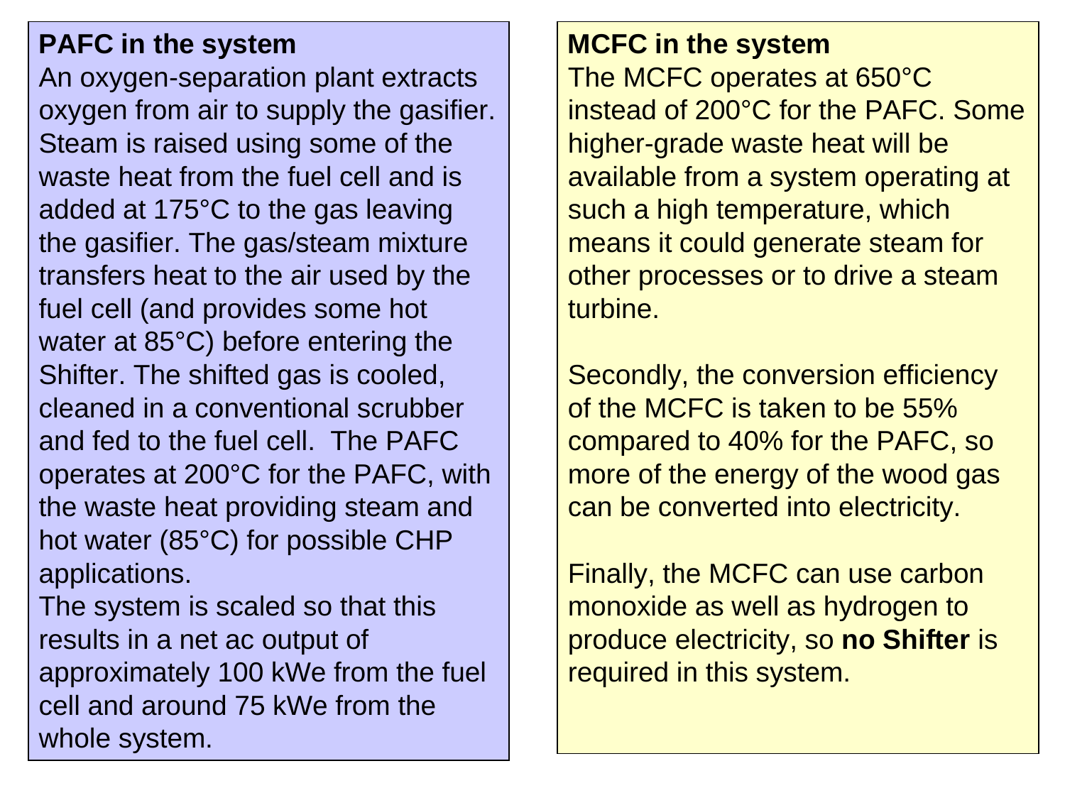**PAFC in the system**

An oxygen-separation plant extracts oxygen from air to supply the gasifier. Steam is raised using some of the waste heat from the fuel cell and is added at 175°C to the gas leaving the gasifier. The gas/steam mixture transfers heat to the air used by the fuel cell (and provides some hot water at 85°C) before entering the Shifter. The shifted gas is cooled, cleaned in a conventional scrubber and fed to the fuel cell.  The PAFC operates at 200°C for the PAFC, with the waste heat providing steam and hot water (85°C) for possible CHP applications.

The system is scaled so that this results in a net ac output of approximately 100 kWe from the fuel cell and around 75 kWe from the whole system.

**MCFC in the system**

The MCFC operates at 650°C instead of 200°C for the PAFC. Some higher-grade waste heat will be available from a system operating at such a high temperature, which means it could generate steam for other processes or to drive a steam turbine.

Secondly, the conversion efficiency of the MCFC is taken to be 55% compared to 40% for the PAFC, so more of the energy of the wood gas can be converted into electricity.

Finally, the MCFC can use carbon monoxide as well as hydrogen to produce electricity, so **no Shifter** is required in this system.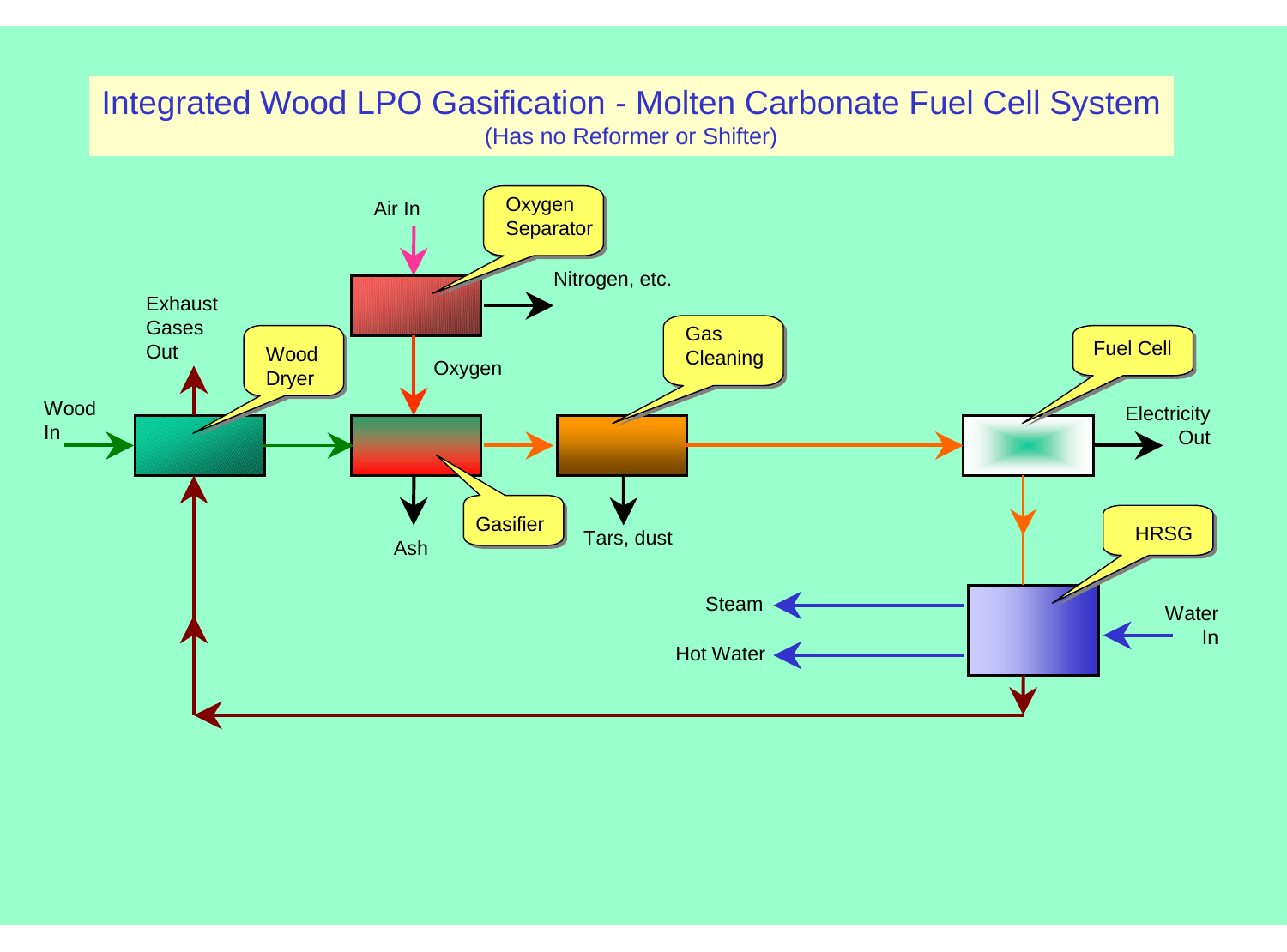# Integrated Wood LPO Gasification - Molten Carbonate Fuel Cell System

(Has no Reformer or Shifter)

Air In

Oxygen Separator

Nitrogen, etc.

Oxygen

Exhaust Gases Out

Wood Dryer

Wood In

Gasifier

Ash

Gas Cleaning

Tars, dust

Fuel Cell

Electricity Out

HRSG

Steam

Hot Water

Water In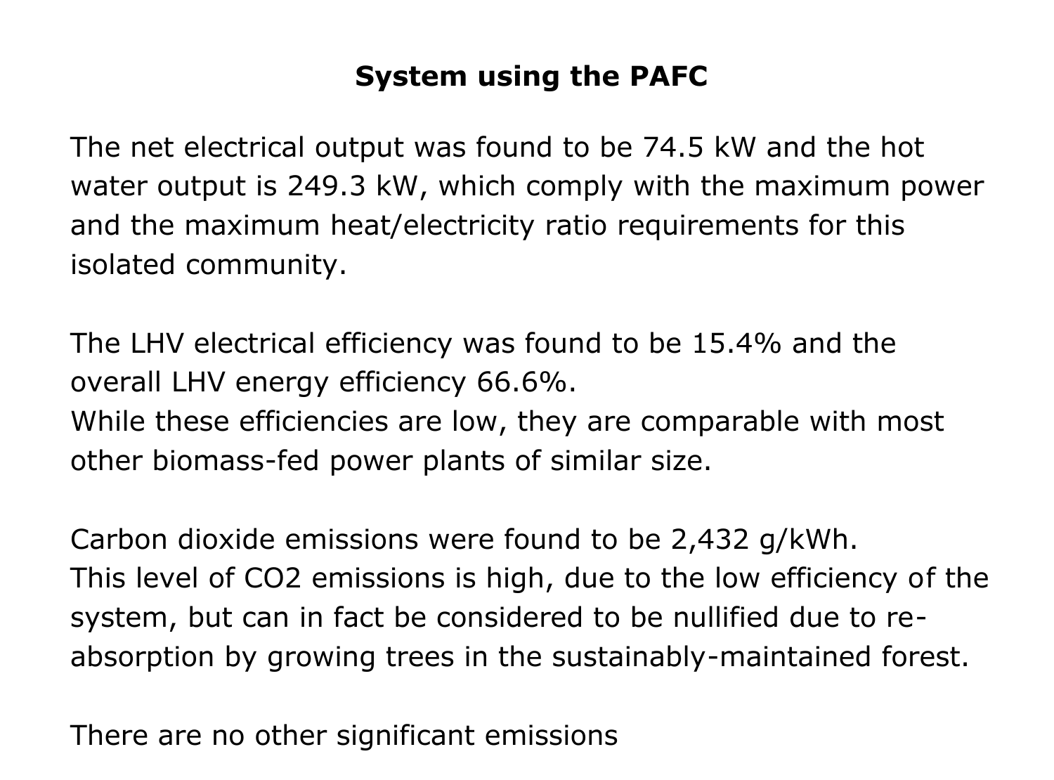# System using the PAFC

The net electrical output was found to be 74.5 kW and the hot water output is 249.3 kW, which comply with the maximum power and the maximum heat/electricity ratio requirements for this isolated community.

The LHV electrical efficiency was found to be 15.4% and the overall LHV energy efficiency 66.6%.
While these efficiencies are low, they are comparable with most other biomass-fed power plants of similar size.

Carbon dioxide emissions were found to be 2,432 g/kWh.
This level of $CO_2$ emissions is high, due to the low efficiency of the system, but can in fact be considered to be nullified due to re-absorption by growing trees in the sustainably-maintained forest.

There are no other significant emissions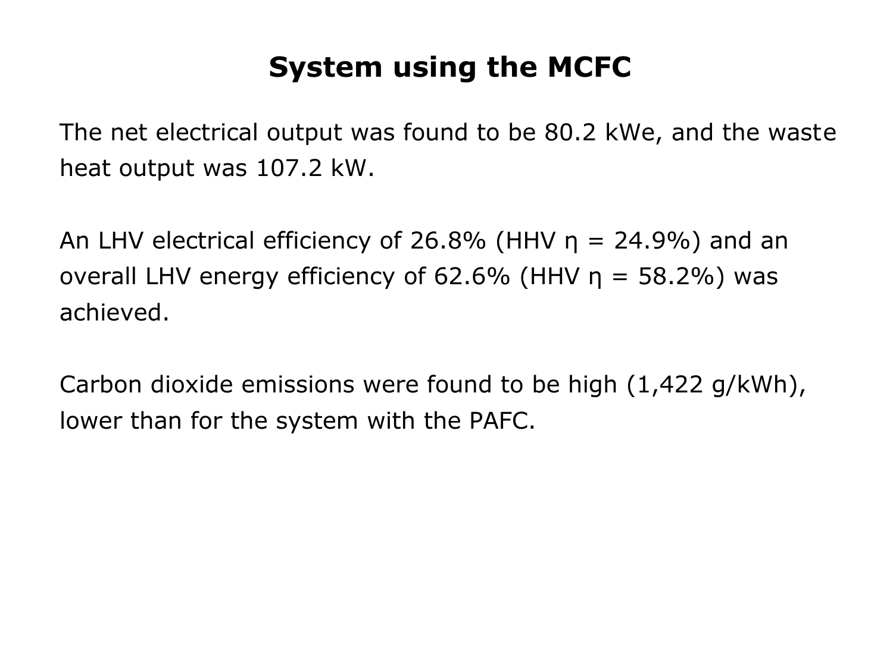# System using the MCFC

The net electrical output was found to be 80.2 kWe, and the waste heat output was 107.2 kW.

An LHV electrical efficiency of 26.8% (HHV $\eta$ = 24.9%) and an overall LHV energy efficiency of 62.6% (HHV $\eta$ = 58.2%) was achieved.

Carbon dioxide emissions were found to be high (1,422 g/kWh), lower than for the system with the PAFC.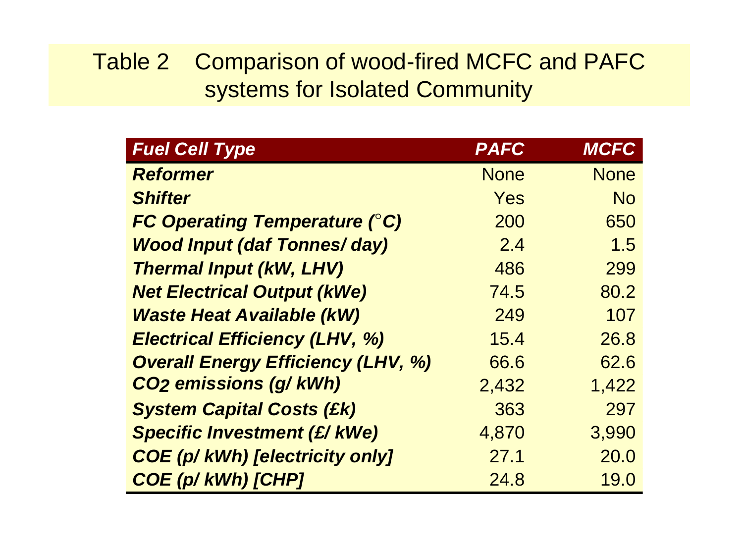# Table 2 Comparison of wood-fired MCFC and PAFC systems for Isolated Community

| *Fuel Cell Type* | *PAFC* | *MCFC* |
|---|---|---|
| ***Reformer*** | None | None |
| ***Shifter*** | Yes | No |
| ***FC Operating Temperature (°C)*** | 200 | 650 |
| ***Wood Input (daf Tonnes/ day)*** | 2.4 | 1.5 |
| ***Thermal Input (kW, LHV)*** | 486 | 299 |
| ***Net Electrical Output (kWe)*** | 74.5 | 80.2 |
| ***Waste Heat Available (kW)*** | 249 | 107 |
| ***Electrical Efficiency (LHV, %)*** | 15.4 | 26.8 |
| ***Overall Energy Efficiency (LHV, %)*** | 66.6 | 62.6 |
| ***$CO_2$ emissions (g/ kWh)*** | 2,432 | 1,422 |
| ***System Capital Costs (£k)*** | 363 | 297 |
| ***Specific Investment (£/ kWe)*** | 4,870 | 3,990 |
| ***COE (p/ kWh) [electricity only]*** | 27.1 | 20.0 |
| ***COE (p/ kWh) [CHP]*** | 24.8 | 19.0 |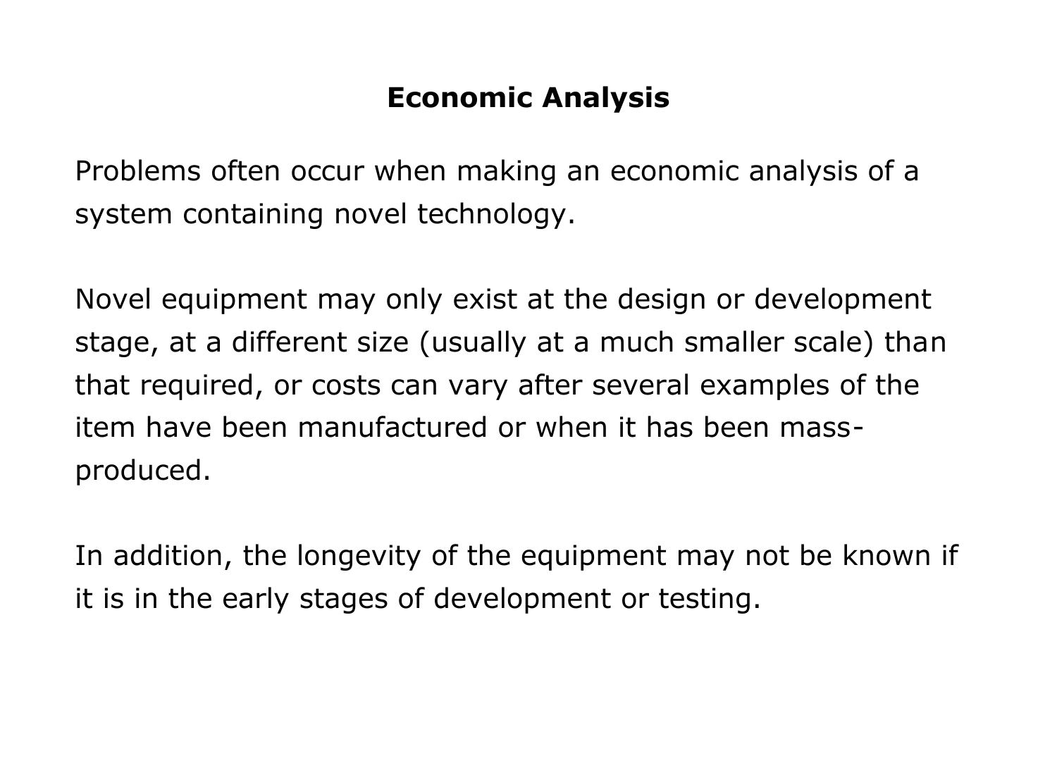## Economic Analysis

Problems often occur when making an economic analysis of a system containing novel technology.

Novel equipment may only exist at the design or development stage, at a different size (usually at a much smaller scale) than that required, or costs can vary after several examples of the item have been manufactured or when it has been mass-produced.

In addition, the longevity of the equipment may not be known if it is in the early stages of development or testing.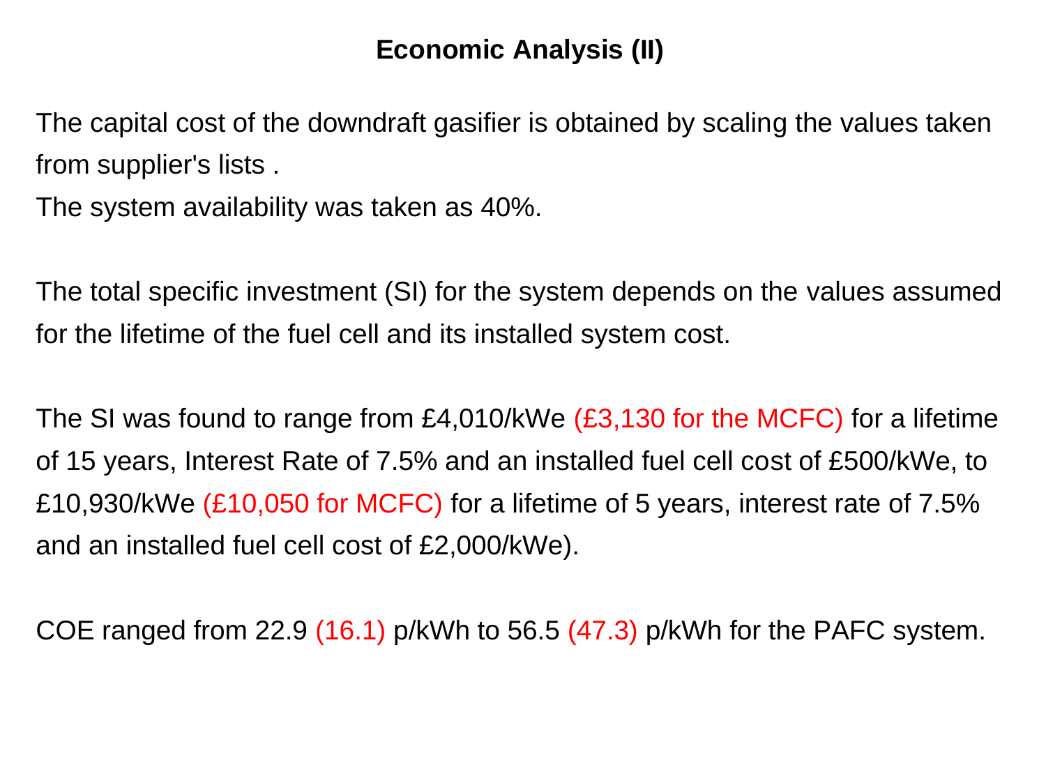## Economic Analysis (II)

The capital cost of the downdraft gasifier is obtained by scaling the values taken from supplier's lists .

The system availability was taken as 40%.

The total specific investment (SI) for the system depends on the values assumed for the lifetime of the fuel cell and its installed system cost.

The SI was found to range from £4,010/kWe (£3,130 for the MCFC) for a lifetime of 15 years, Interest Rate of 7.5% and an installed fuel cell cost of £500/kWe, to £10,930/kWe (£10,050 for MCFC) for a lifetime of 5 years, interest rate of 7.5% and an installed fuel cell cost of £2,000/kWe).

COE ranged from 22.9 (16.1) p/kWh to 56.5 (47.3) p/kWh for the PAFC system.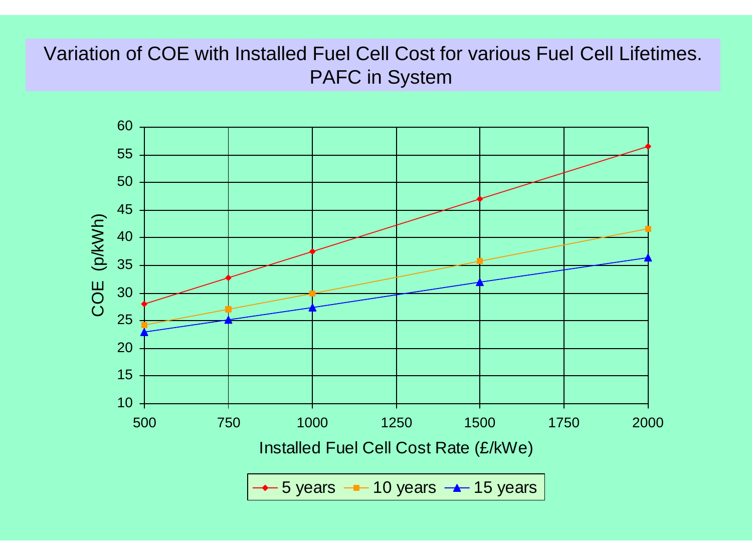# Variation of COE with Installed Fuel Cell Cost for various Fuel Cell Lifetimes. PAFC in System

COE (p/kWh)

Installed Fuel Cell Cost Rate (£/kWe)

5 years   10 years   15 years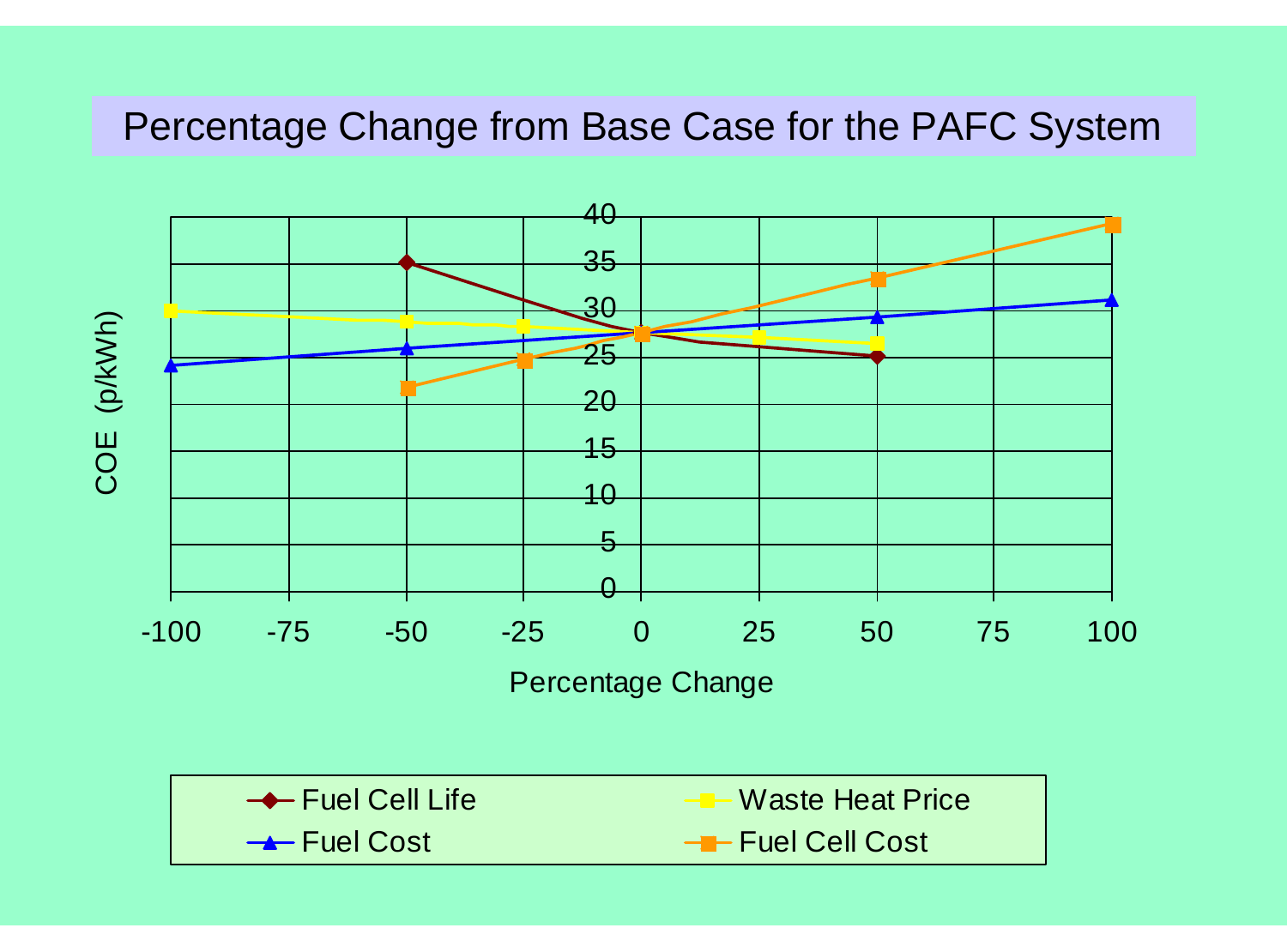# Percentage Change from Base Case for the PAFC System

COE (p/kWh)

Percentage Change

- Fuel Cell Life
- Waste Heat Price
- Fuel Cost
- Fuel Cell Cost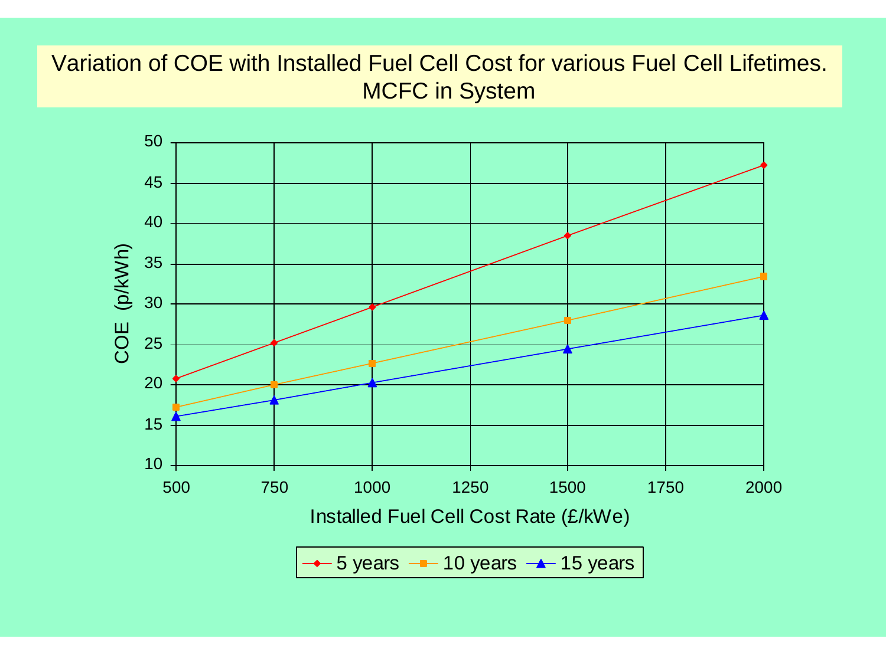# Variation of COE with Installed Fuel Cell Cost for various Fuel Cell Lifetimes. MCFC in System

| Installed Fuel Cell Cost Rate (£/kWe) | 5 years | 10 years | 15 years |
|---|---|---|---|
| 500 | 20.8 | 17.2 | 16.1 |
| 750 | 25.2 | 20.0 | 18.1 |
| 1000 | 29.6 | 22.7 | 20.3 |
| 1500 | 38.5 | 28.0 | 24.4 |
| 2000 | 47.2 | 33.5 | 28.6 |

COE (p/kWh)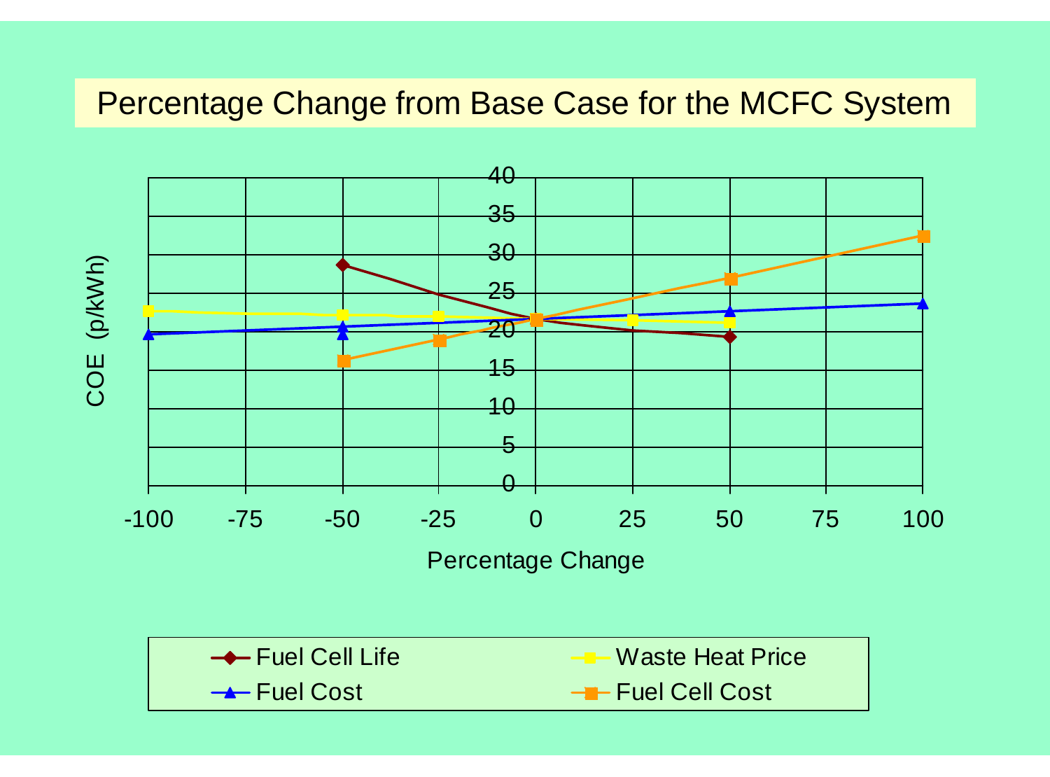# Percentage Change from Base Case for the MCFC System

COE (p/kWh)

Percentage Change

- Fuel Cell Life
- Waste Heat Price
- Fuel Cost
- Fuel Cell Cost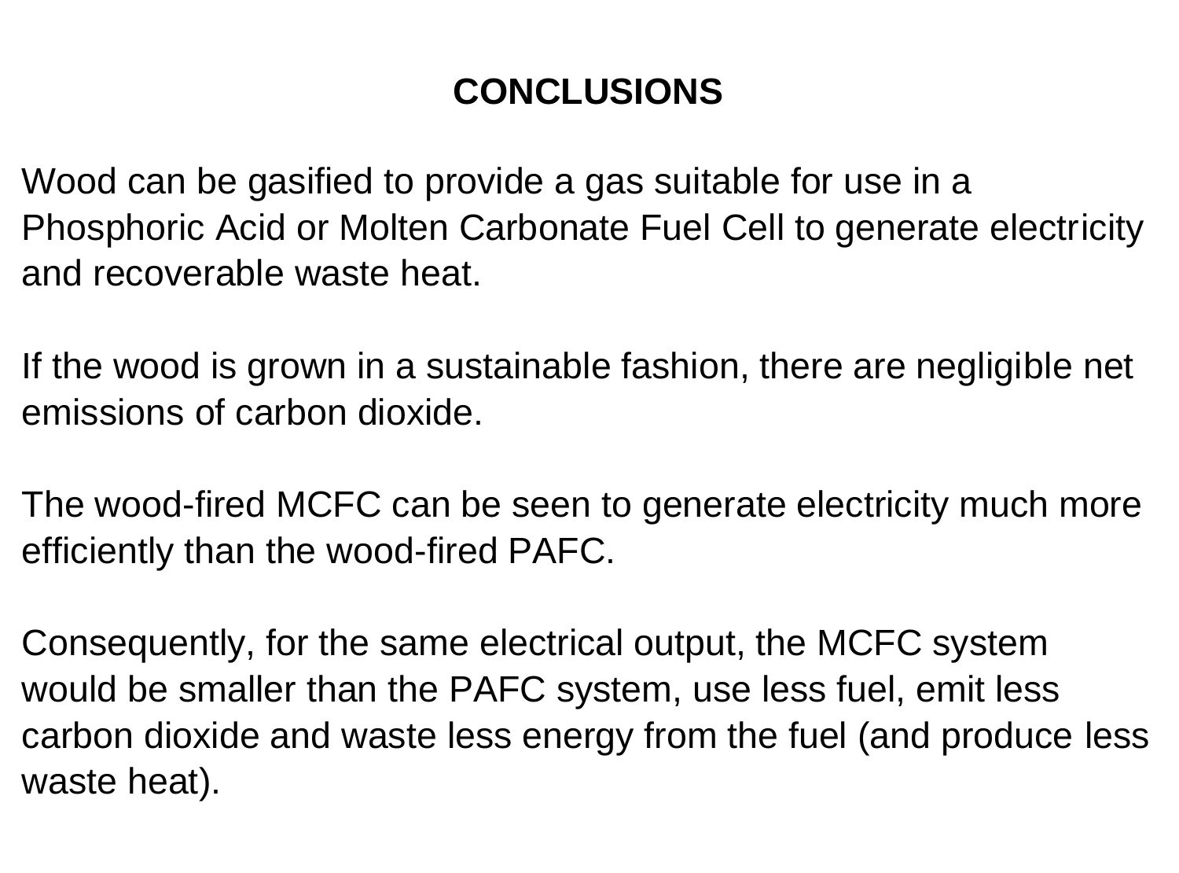# CONCLUSIONS

Wood can be gasified to provide a gas suitable for use in a Phosphoric Acid or Molten Carbonate Fuel Cell to generate electricity and recoverable waste heat.

If the wood is grown in a sustainable fashion, there are negligible net emissions of carbon dioxide.

The wood-fired MCFC can be seen to generate electricity much more efficiently than the wood-fired PAFC.

Consequently, for the same electrical output, the MCFC system would be smaller than the PAFC system, use less fuel, emit less carbon dioxide and waste less energy from the fuel (and produce less waste heat).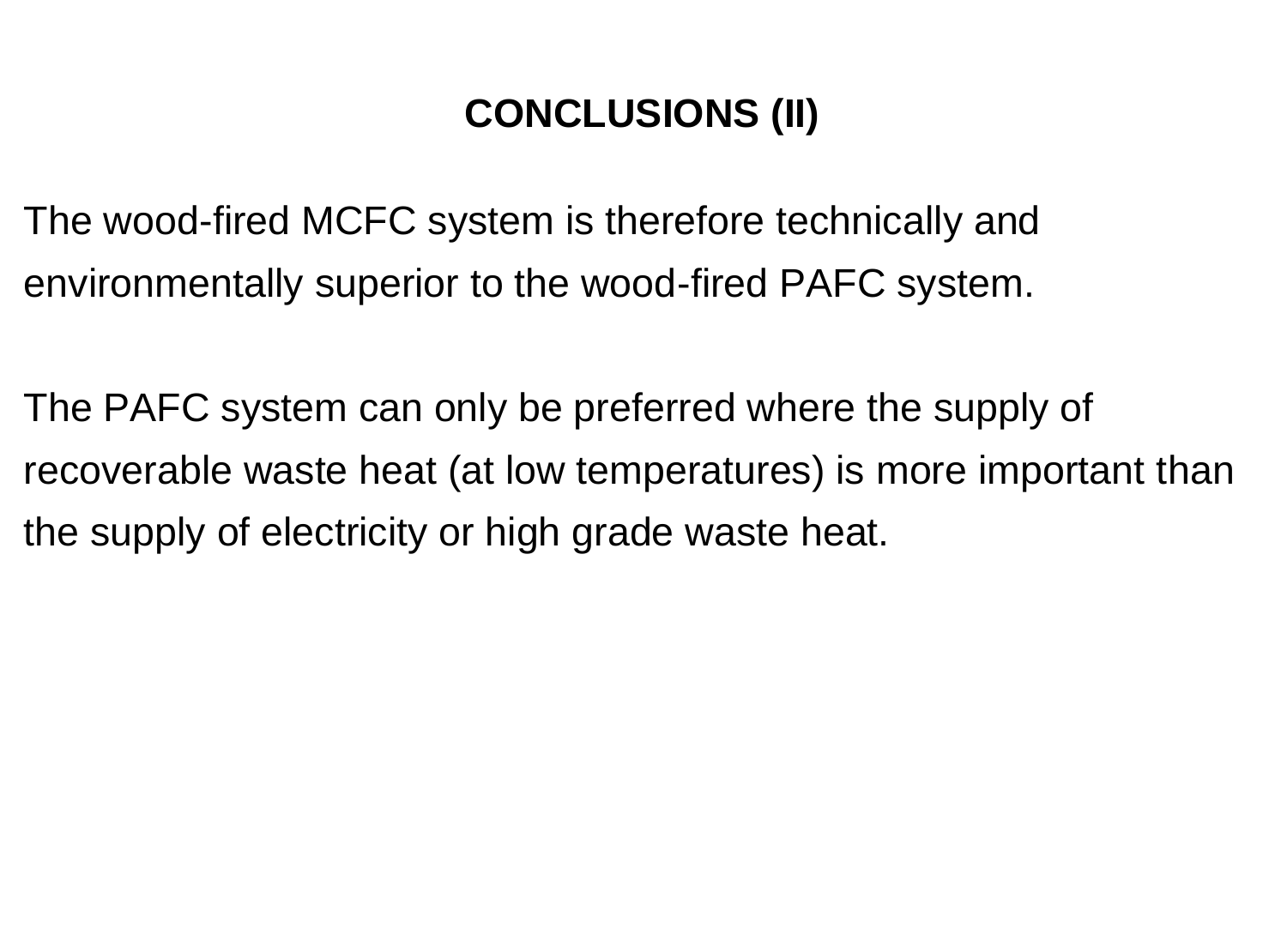## CONCLUSIONS (II)

The wood-fired MCFC system is therefore technically and environmentally superior to the wood-fired PAFC system.

The PAFC system can only be preferred where the supply of recoverable waste heat (at low temperatures) is more important than the supply of electricity or high grade waste heat.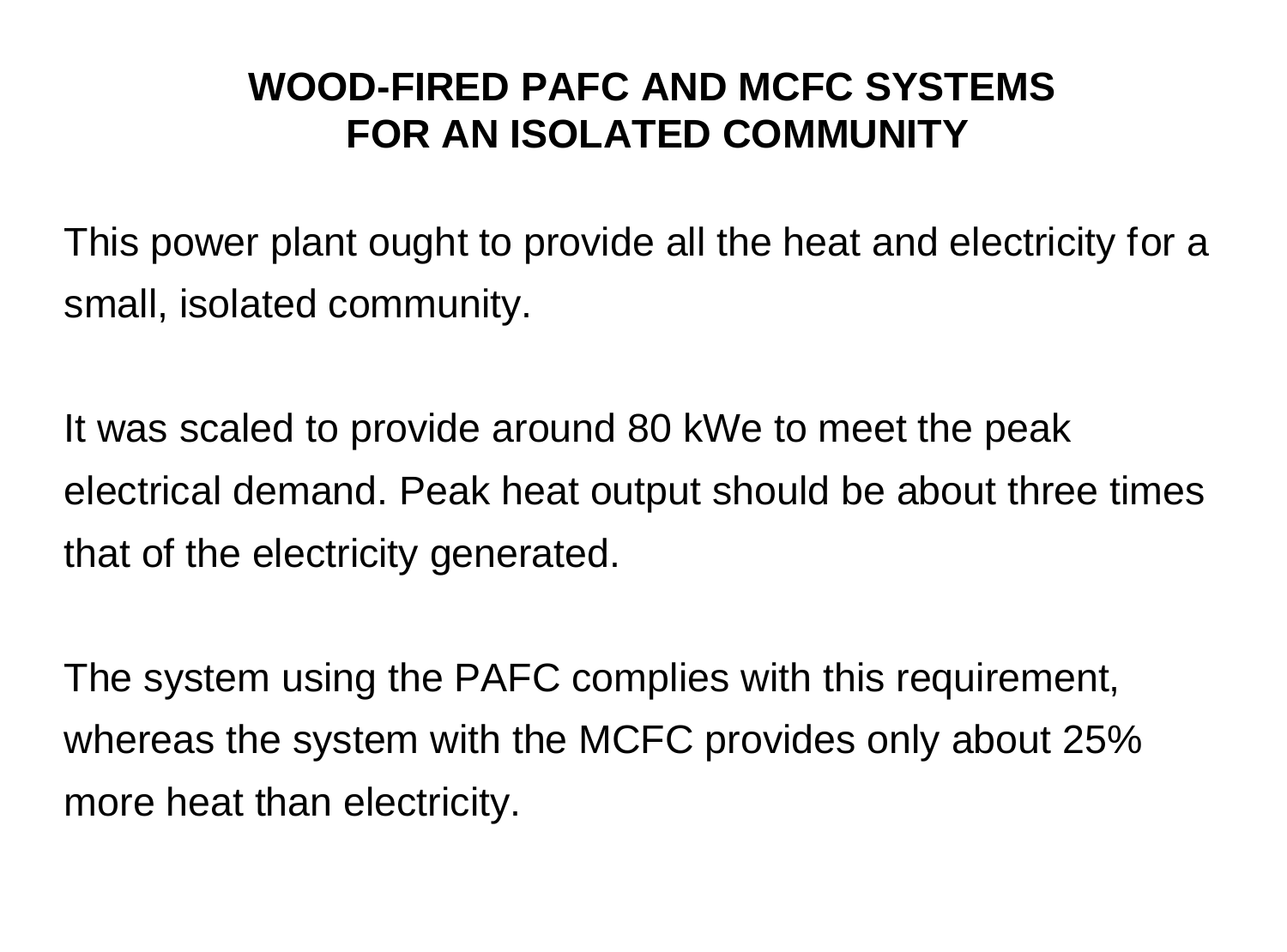# WOOD-FIRED PAFC AND MCFC SYSTEMS FOR AN ISOLATED COMMUNITY

This power plant ought to provide all the heat and electricity for a small, isolated community.

It was scaled to provide around 80 kWe to meet the peak electrical demand. Peak heat output should be about three times that of the electricity generated.

The system using the PAFC complies with this requirement, whereas the system with the MCFC provides only about 25% more heat than electricity.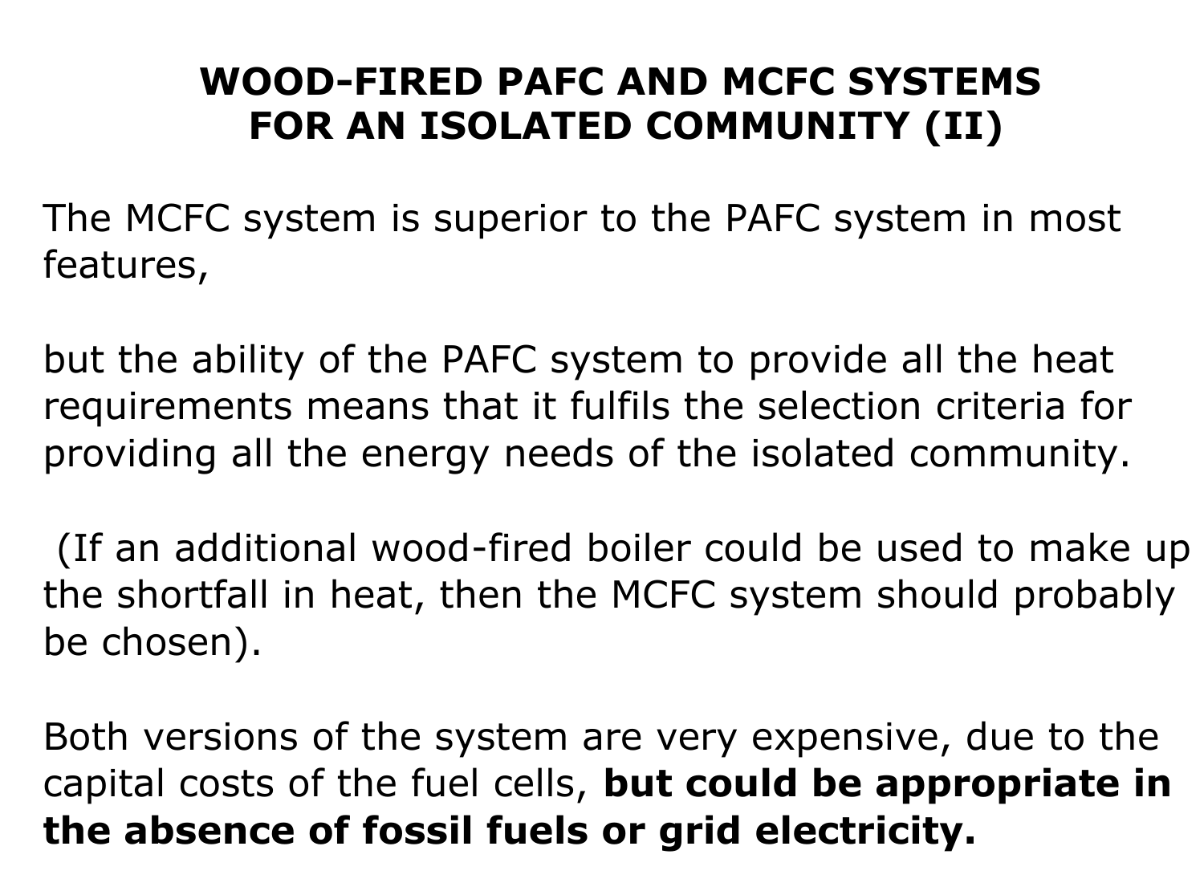# WOOD-FIRED PAFC AND MCFC SYSTEMS FOR AN ISOLATED COMMUNITY (II)

The MCFC system is superior to the PAFC system in most features,

but the ability of the PAFC system to provide all the heat requirements means that it fulfils the selection criteria for providing all the energy needs of the isolated community.

(If an additional wood-fired boiler could be used to make up the shortfall in heat, then the MCFC system should probably be chosen).

Both versions of the system are very expensive, due to the capital costs of the fuel cells, **but could be appropriate in the absence of fossil fuels or grid electricity.**